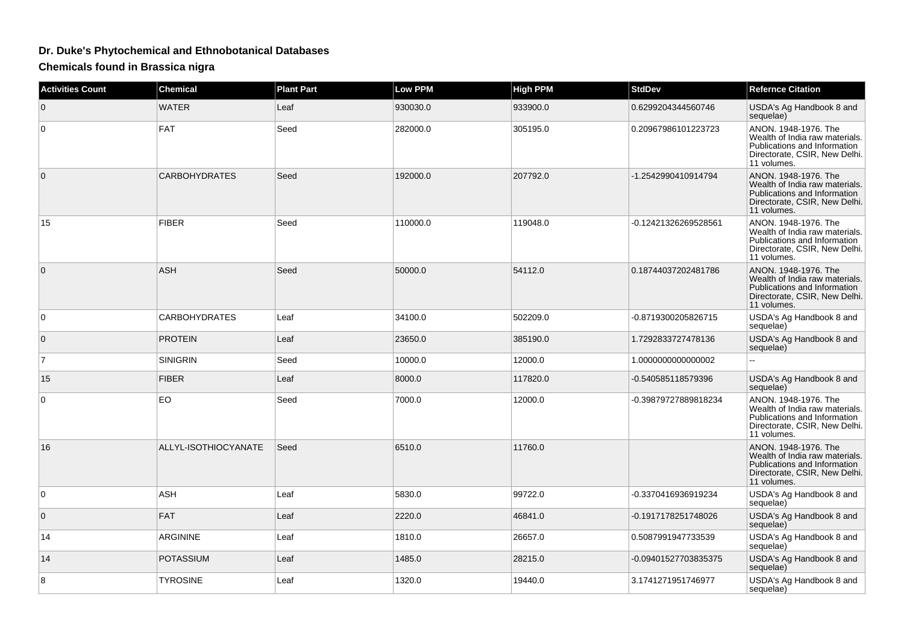## Dr. Duke's Phytochemical and Ethnobotanical Databases

### Chemicals found in Brassica nigra

| Activities Count | Chemical | Plant Part | Low PPM | High PPM | StdDev | Refernce Citation |
|---|---|---|---|---|---|---|
| 0 | WATER | Leaf | 930030.0 | 933900.0 | 0.6299204344560746 | USDA's Ag Handbook 8 and sequelae) |
| 0 | FAT | Seed | 282000.0 | 305195.0 | 0.20967986101223723 | ANON. 1948-1976. The Wealth of India raw materials. Publications and Information Directorate, CSIR, New Delhi. 11 volumes. |
| 0 | CARBOHYDRATES | Seed | 192000.0 | 207792.0 | -1.2542990410914794 | ANON. 1948-1976. The Wealth of India raw materials. Publications and Information Directorate, CSIR, New Delhi. 11 volumes. |
| 15 | FIBER | Seed | 110000.0 | 119048.0 | -0.12421326269528561 | ANON. 1948-1976. The Wealth of India raw materials. Publications and Information Directorate, CSIR, New Delhi. 11 volumes. |
| 0 | ASH | Seed | 50000.0 | 54112.0 | 0.18744037202481786 | ANON. 1948-1976. The Wealth of India raw materials. Publications and Information Directorate, CSIR, New Delhi. 11 volumes. |
| 0 | CARBOHYDRATES | Leaf | 34100.0 | 502209.0 | -0.8719300205826715 | USDA's Ag Handbook 8 and sequelae) |
| 0 | PROTEIN | Leaf | 23650.0 | 385190.0 | 1.7292833727478136 | USDA's Ag Handbook 8 and sequelae) |
| 7 | SINIGRIN | Seed | 10000.0 | 12000.0 | 1.0000000000000002 | -- |
| 15 | FIBER | Leaf | 8000.0 | 117820.0 | -0.540585118579396 | USDA's Ag Handbook 8 and sequelae) |
| 0 | EO | Seed | 7000.0 | 12000.0 | -0.39879727889818234 | ANON. 1948-1976. The Wealth of India raw materials. Publications and Information Directorate, CSIR, New Delhi. 11 volumes. |
| 16 | ALLYL-ISOTHIOCYANATE | Seed | 6510.0 | 11760.0 | | ANON. 1948-1976. The Wealth of India raw materials. Publications and Information Directorate, CSIR, New Delhi. 11 volumes. |
| 0 | ASH | Leaf | 5830.0 | 99722.0 | -0.3370416936919234 | USDA's Ag Handbook 8 and sequelae) |
| 0 | FAT | Leaf | 2220.0 | 46841.0 | -0.1917178251748026 | USDA's Ag Handbook 8 and sequelae) |
| 14 | ARGININE | Leaf | 1810.0 | 26657.0 | 0.5087991947733539 | USDA's Ag Handbook 8 and sequelae) |
| 14 | POTASSIUM | Leaf | 1485.0 | 28215.0 | -0.09401527703835375 | USDA's Ag Handbook 8 and sequelae) |
| 8 | TYROSINE | Leaf | 1320.0 | 19440.0 | 3.1741271951746977 | USDA's Ag Handbook 8 and sequelae) |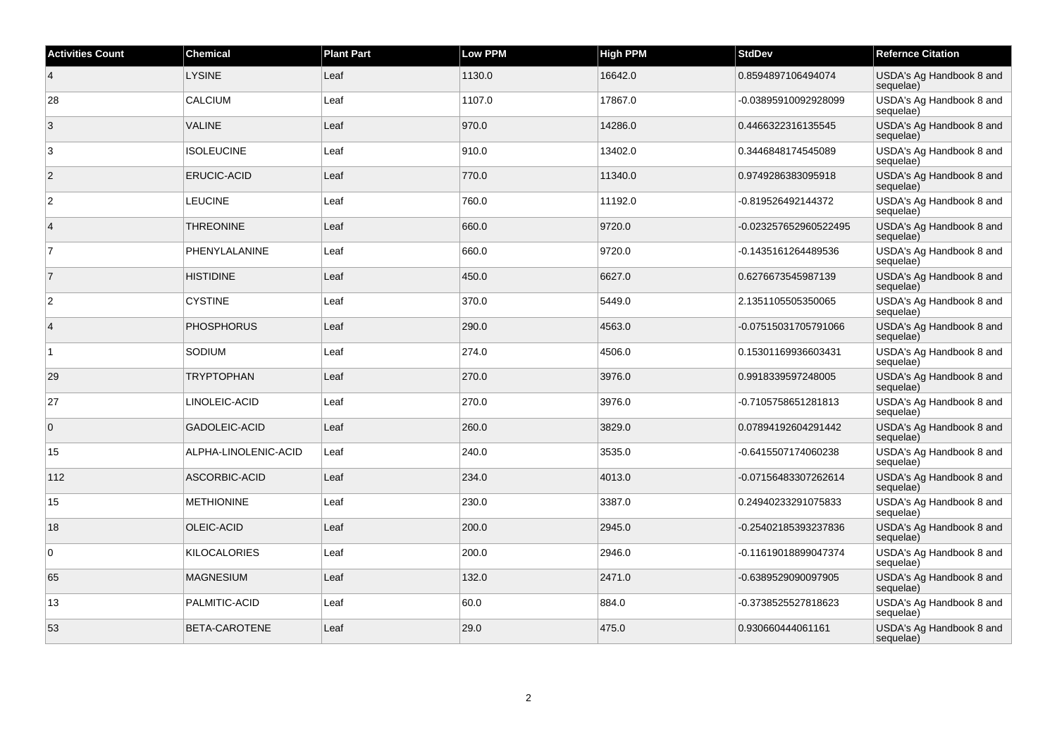| Activities Count | Chemical | Plant Part | Low PPM | High PPM | StdDev | Refernce Citation |
|---|---|---|---|---|---|---|
| 4 | LYSINE | Leaf | 1130.0 | 16642.0 | 0.8594897106494074 | USDA's Ag Handbook 8 and sequelae) |
| 28 | CALCIUM | Leaf | 1107.0 | 17867.0 | -0.03895910092928099 | USDA's Ag Handbook 8 and sequelae) |
| 3 | VALINE | Leaf | 970.0 | 14286.0 | 0.4466322316135545 | USDA's Ag Handbook 8 and sequelae) |
| 3 | ISOLEUCINE | Leaf | 910.0 | 13402.0 | 0.3446848174545089 | USDA's Ag Handbook 8 and sequelae) |
| 2 | ERUCIC-ACID | Leaf | 770.0 | 11340.0 | 0.9749286383095918 | USDA's Ag Handbook 8 and sequelae) |
| 2 | LEUCINE | Leaf | 760.0 | 11192.0 | -0.819526492144372 | USDA's Ag Handbook 8 and sequelae) |
| 4 | THREONINE | Leaf | 660.0 | 9720.0 | -0.023257652960522495 | USDA's Ag Handbook 8 and sequelae) |
| 7 | PHENYLALANINE | Leaf | 660.0 | 9720.0 | -0.1435161264489536 | USDA's Ag Handbook 8 and sequelae) |
| 7 | HISTIDINE | Leaf | 450.0 | 6627.0 | 0.6276673545987139 | USDA's Ag Handbook 8 and sequelae) |
| 2 | CYSTINE | Leaf | 370.0 | 5449.0 | 2.1351105505350065 | USDA's Ag Handbook 8 and sequelae) |
| 4 | PHOSPHORUS | Leaf | 290.0 | 4563.0 | -0.07515031705791066 | USDA's Ag Handbook 8 and sequelae) |
| 1 | SODIUM | Leaf | 274.0 | 4506.0 | 0.15301169936603431 | USDA's Ag Handbook 8 and sequelae) |
| 29 | TRYPTOPHAN | Leaf | 270.0 | 3976.0 | 0.9918339597248005 | USDA's Ag Handbook 8 and sequelae) |
| 27 | LINOLEIC-ACID | Leaf | 270.0 | 3976.0 | -0.7105758651281813 | USDA's Ag Handbook 8 and sequelae) |
| 0 | GADOLEIC-ACID | Leaf | 260.0 | 3829.0 | 0.07894192604291442 | USDA's Ag Handbook 8 and sequelae) |
| 15 | ALPHA-LINOLENIC-ACID | Leaf | 240.0 | 3535.0 | -0.6415507174060238 | USDA's Ag Handbook 8 and sequelae) |
| 112 | ASCORBIC-ACID | Leaf | 234.0 | 4013.0 | -0.07156483307262614 | USDA's Ag Handbook 8 and sequelae) |
| 15 | METHIONINE | Leaf | 230.0 | 3387.0 | 0.24940233291075833 | USDA's Ag Handbook 8 and sequelae) |
| 18 | OLEIC-ACID | Leaf | 200.0 | 2945.0 | -0.25402185393237836 | USDA's Ag Handbook 8 and sequelae) |
| 0 | KILOCALORIES | Leaf | 200.0 | 2946.0 | -0.11619018899047374 | USDA's Ag Handbook 8 and sequelae) |
| 65 | MAGNESIUM | Leaf | 132.0 | 2471.0 | -0.6389529090097905 | USDA's Ag Handbook 8 and sequelae) |
| 13 | PALMITIC-ACID | Leaf | 60.0 | 884.0 | -0.3738525527818623 | USDA's Ag Handbook 8 and sequelae) |
| 53 | BETA-CAROTENE | Leaf | 29.0 | 475.0 | 0.930660444061161 | USDA's Ag Handbook 8 and sequelae) |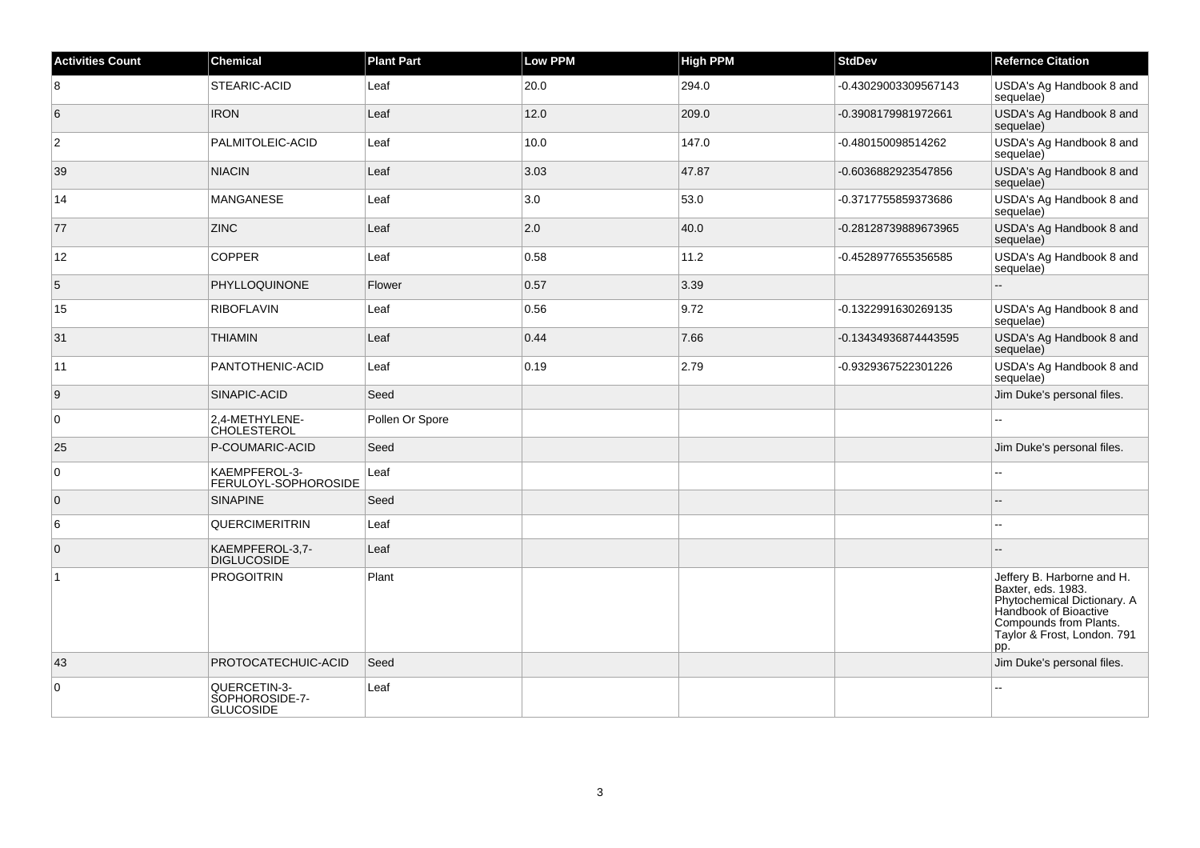| Activities Count | Chemical | Plant Part | Low PPM | High PPM | StdDev | Refernce Citation |
|---|---|---|---|---|---|---|
| 8 | STEARIC-ACID | Leaf | 20.0 | 294.0 | -0.43029003309567143 | USDA's Ag Handbook 8 and sequelae) |
| 6 | IRON | Leaf | 12.0 | 209.0 | -0.3908179981972661 | USDA's Ag Handbook 8 and sequelae) |
| 2 | PALMITOLEIC-ACID | Leaf | 10.0 | 147.0 | -0.480150098514262 | USDA's Ag Handbook 8 and sequelae) |
| 39 | NIACIN | Leaf | 3.03 | 47.87 | -0.6036882923547856 | USDA's Ag Handbook 8 and sequelae) |
| 14 | MANGANESE | Leaf | 3.0 | 53.0 | -0.3717755859373686 | USDA's Ag Handbook 8 and sequelae) |
| 77 | ZINC | Leaf | 2.0 | 40.0 | -0.28128739889673965 | USDA's Ag Handbook 8 and sequelae) |
| 12 | COPPER | Leaf | 0.58 | 11.2 | -0.4528977655356585 | USDA's Ag Handbook 8 and sequelae) |
| 5 | PHYLLOQUINONE | Flower | 0.57 | 3.39 | | -- |
| 15 | RIBOFLAVIN | Leaf | 0.56 | 9.72 | -0.1322991630269135 | USDA's Ag Handbook 8 and sequelae) |
| 31 | THIAMIN | Leaf | 0.44 | 7.66 | -0.13434936874443595 | USDA's Ag Handbook 8 and sequelae) |
| 11 | PANTOTHENIC-ACID | Leaf | 0.19 | 2.79 | -0.9329367522301226 | USDA's Ag Handbook 8 and sequelae) |
| 9 | SINAPIC-ACID | Seed | | | | Jim Duke's personal files. |
| 0 | 2,4-METHYLENE-CHOLESTEROL | Pollen Or Spore | | | | -- |
| 25 | P-COUMARIC-ACID | Seed | | | | Jim Duke's personal files. |
| 0 | KAEMPFEROL-3-FERULOYL-SOPHOROSIDE | Leaf | | | | -- |
| 0 | SINAPINE | Seed | | | | -- |
| 6 | QUERCIMERITRIN | Leaf | | | | -- |
| 0 | KAEMPFEROL-3,7-DIGLUCOSIDE | Leaf | | | | -- |
| 1 | PROGOITRIN | Plant | | | | Jeffery B. Harborne and H. Baxter, eds. 1983. Phytochemical Dictionary. A Handbook of Bioactive Compounds from Plants. Taylor & Frost, London. 791 pp. |
| 43 | PROTOCATECHUIC-ACID | Seed | | | | Jim Duke's personal files. |
| 0 | QUERCETIN-3-SOPHOROSIDE-7-GLUCOSIDE | Leaf | | | | -- |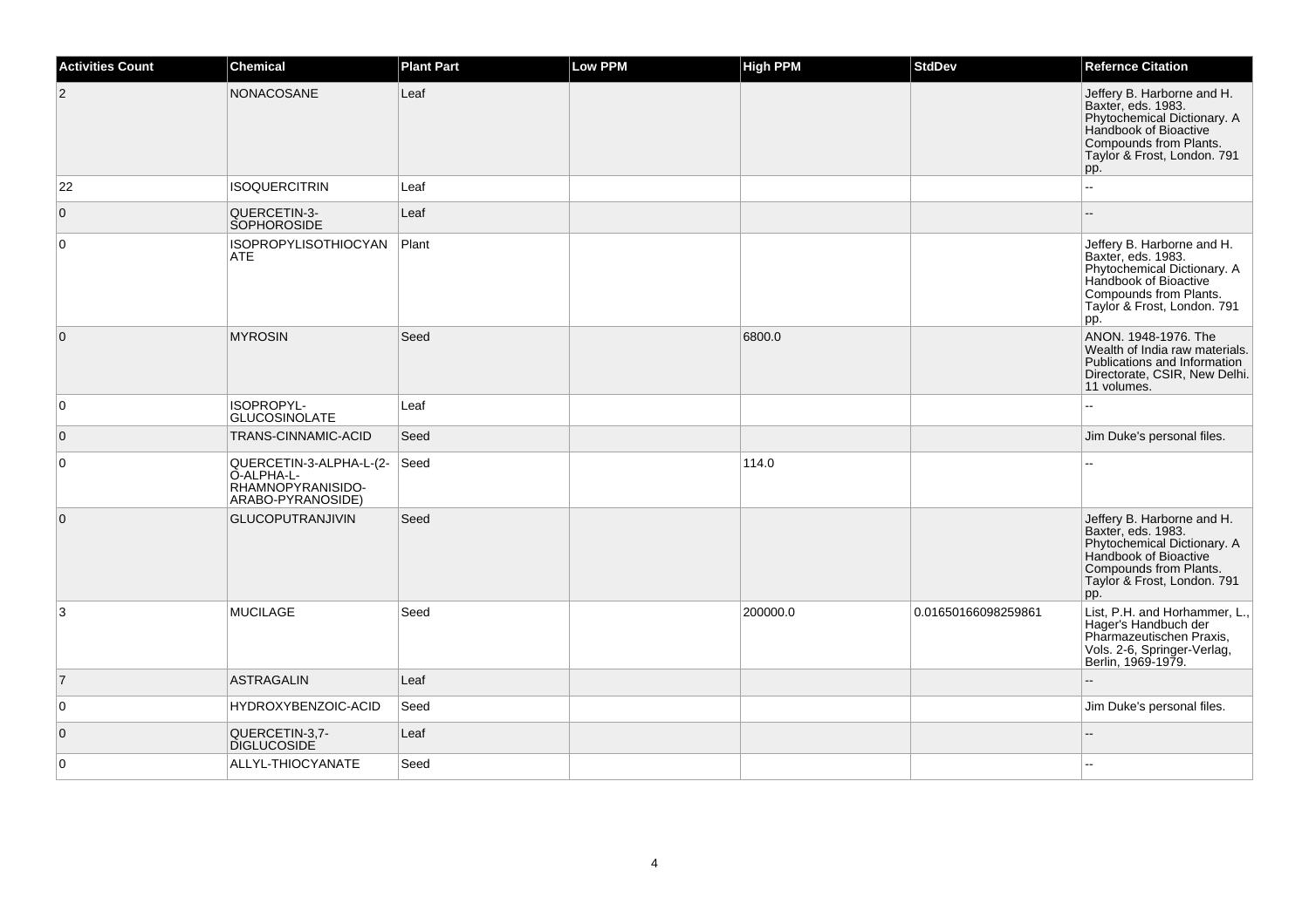| Activities Count | Chemical | Plant Part | Low PPM | High PPM | StdDev | Refernce Citation |
| --- | --- | --- | --- | --- | --- | --- |
| 2 | NONACOSANE | Leaf | | | | Jeffery B. Harborne and H. Baxter, eds. 1983. Phytochemical Dictionary. A Handbook of Bioactive Compounds from Plants. Taylor & Frost, London. 791 pp. |
| 22 | ISOQUERCITRIN | Leaf | | | | -- |
| 0 | QUERCETIN-3-SOPHOROSIDE | Leaf | | | | -- |
| 0 | ISOPROPYLISOTHIOCYANATE | Plant | | | | Jeffery B. Harborne and H. Baxter, eds. 1983. Phytochemical Dictionary. A Handbook of Bioactive Compounds from Plants. Taylor & Frost, London. 791 pp. |
| 0 | MYROSIN | Seed | | 6800.0 | | ANON. 1948-1976. The Wealth of India raw materials. Publications and Information Directorate, CSIR, New Delhi. 11 volumes. |
| 0 | ISOPROPYL-GLUCOSINOLATE | Leaf | | | | -- |
| 0 | TRANS-CINNAMIC-ACID | Seed | | | | Jim Duke's personal files. |
| 0 | QUERCETIN-3-ALPHA-L-(2-O-ALPHA-L-RHAMNOPYRANISIDO-ARABO-PYRANOSIDE) | Seed | | 114.0 | | -- |
| 0 | GLUCOPUTRANJIVIN | Seed | | | | Jeffery B. Harborne and H. Baxter, eds. 1983. Phytochemical Dictionary. A Handbook of Bioactive Compounds from Plants. Taylor & Frost, London. 791 pp. |
| 3 | MUCILAGE | Seed | | 200000.0 | 0.01650166098259861 | List, P.H. and Horhammer, L., Hager's Handbuch der Pharmazeutischen Praxis, Vols. 2-6, Springer-Verlag, Berlin, 1969-1979. |
| 7 | ASTRAGALIN | Leaf | | | | -- |
| 0 | HYDROXYBENZOIC-ACID | Seed | | | | Jim Duke's personal files. |
| 0 | QUERCETIN-3,7-DIGLUCOSIDE | Leaf | | | | -- |
| 0 | ALLYL-THIOCYANATE | Seed | | | | -- |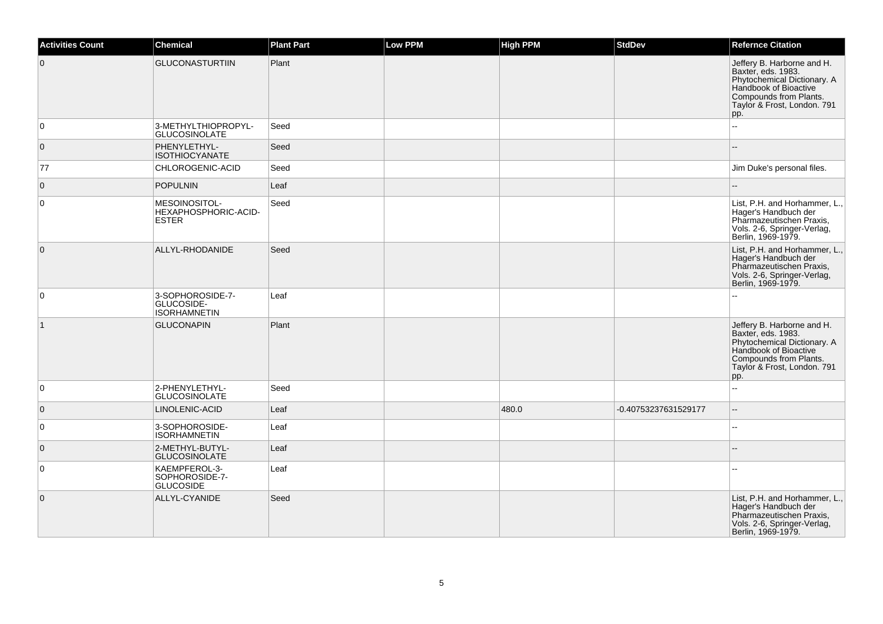| Activities Count | Chemical | Plant Part | Low PPM | High PPM | StdDev | Refernce Citation |
|---|---|---|---|---|---|---|
| 0 | GLUCONASTURTIIN | Plant | | | | Jeffery B. Harborne and H. Baxter, eds. 1983. Phytochemical Dictionary. A Handbook of Bioactive Compounds from Plants. Taylor & Frost, London. 791 pp. |
| 0 | 3-METHYLTHIOPROPYL-GLUCOSINOLATE | Seed | | | | -- |
| 0 | PHENYLETHYL-ISOTHIOCYANATE | Seed | | | | -- |
| 77 | CHLOROGENIC-ACID | Seed | | | | Jim Duke's personal files. |
| 0 | POPULNIN | Leaf | | | | -- |
| 0 | MESOINOSITOL-HEXAPHOSPHORIC-ACID-ESTER | Seed | | | | List, P.H. and Horhammer, L., Hager's Handbuch der Pharmazeutischen Praxis, Vols. 2-6, Springer-Verlag, Berlin, 1969-1979. |
| 0 | ALLYL-RHODANIDE | Seed | | | | List, P.H. and Horhammer, L., Hager's Handbuch der Pharmazeutischen Praxis, Vols. 2-6, Springer-Verlag, Berlin, 1969-1979. |
| 0 | 3-SOPHOROSIDE-7-GLUCOSIDE-ISORHAMNETIN | Leaf | | | | -- |
| 1 | GLUCONAPIN | Plant | | | | Jeffery B. Harborne and H. Baxter, eds. 1983. Phytochemical Dictionary. A Handbook of Bioactive Compounds from Plants. Taylor & Frost, London. 791 pp. |
| 0 | 2-PHENYLETHYL-GLUCOSINOLATE | Seed | | | | -- |
| 0 | LINOLENIC-ACID | Leaf | | 480.0 | -0.40753237631529177 | -- |
| 0 | 3-SOPHOROSIDE-ISORHAMNETIN | Leaf | | | | -- |
| 0 | 2-METHYL-BUTYL-GLUCOSINOLATE | Leaf | | | | -- |
| 0 | KAEMPFEROL-3-SOPHOROSIDE-7-GLUCOSIDE | Leaf | | | | -- |
| 0 | ALLYL-CYANIDE | Seed | | | | List, P.H. and Horhammer, L., Hager's Handbuch der Pharmazeutischen Praxis, Vols. 2-6, Springer-Verlag, Berlin, 1969-1979. |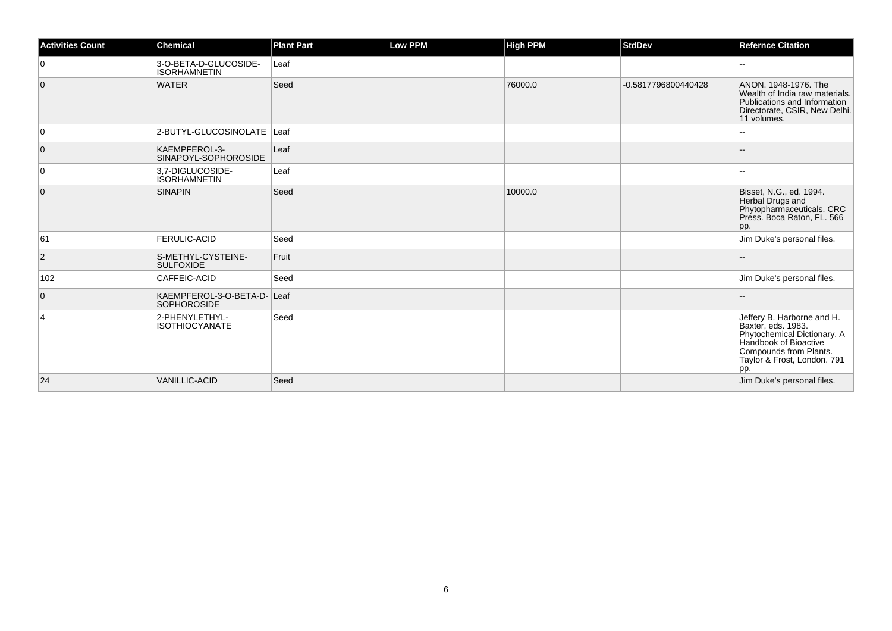| Activities Count | Chemical | Plant Part | Low PPM | High PPM | StdDev | Refernce Citation |
|---|---|---|---|---|---|---|
| 0 | 3-O-BETA-D-GLUCOSIDE-ISORHAMNETIN | Leaf | | | | -- |
| 0 | WATER | Seed | | 76000.0 | -0.5817796800440428 | ANON. 1948-1976. The Wealth of India raw materials. Publications and Information Directorate, CSIR, New Delhi. 11 volumes. |
| 0 | 2-BUTYL-GLUCOSINOLATE | Leaf | | | | -- |
| 0 | KAEMPFEROL-3-SINAPOYL-SOPHOROSIDE | Leaf | | | | -- |
| 0 | 3,7-DIGLUCOSIDE-ISORHAMNETIN | Leaf | | | | -- |
| 0 | SINAPIN | Seed | | 10000.0 | | Bisset, N.G., ed. 1994. Herbal Drugs and Phytopharmaceuticals. CRC Press. Boca Raton, FL. 566 pp. |
| 61 | FERULIC-ACID | Seed | | | | Jim Duke's personal files. |
| 2 | S-METHYL-CYSTEINE-SULFOXIDE | Fruit | | | | -- |
| 102 | CAFFEIC-ACID | Seed | | | | Jim Duke's personal files. |
| 0 | KAEMPFEROL-3-O-BETA-D-SOPHOROSIDE | Leaf | | | | -- |
| 4 | 2-PHENYLETHYL-ISOTHIOCYANATE | Seed | | | | Jeffery B. Harborne and H. Baxter, eds. 1983. Phytochemical Dictionary. A Handbook of Bioactive Compounds from Plants. Taylor & Frost, London. 791 pp. |
| 24 | VANILLIC-ACID | Seed | | | | Jim Duke's personal files. |